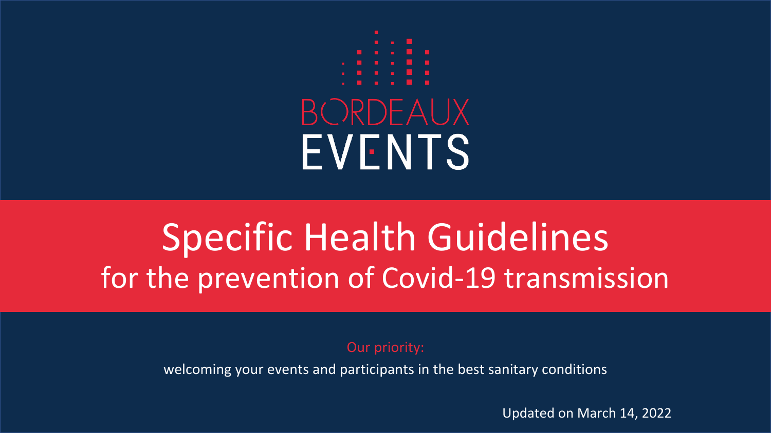BORDEAUX EVENTS

# Specific Health Guidelines

## for the prevention of Covid-19 transmission

Our priority:

welcoming your events and participants in the best sanitary conditions

Updated on March 14, 2022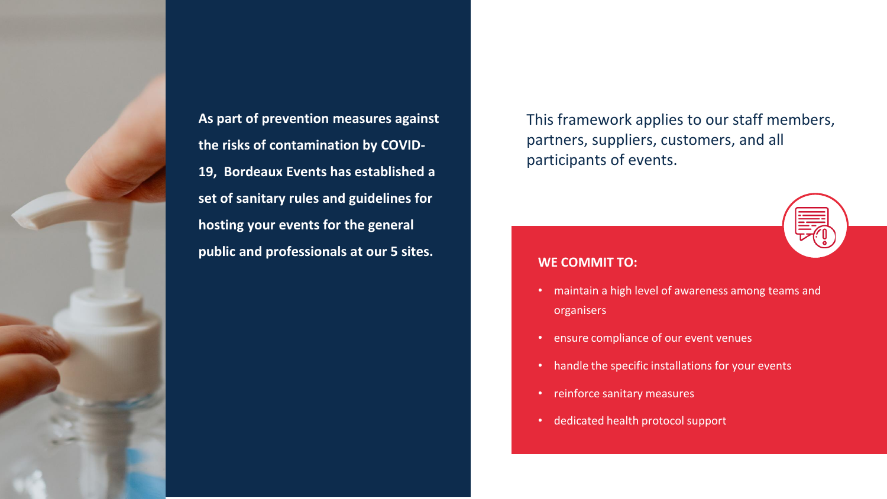**As part of prevention measures against the risks of contamination by COVID-19, Bordeaux Events has established a set of sanitary rules and guidelines for hosting your events for the general public and professionals at our 5 sites.**

This framework applies to our staff members, partners, suppliers, customers, and all participants of events.

**WE COMMIT TO:**

- maintain a high level of awareness among teams and organisers
- ensure compliance of our event venues
- handle the specific installations for your events
- reinforce sanitary measures
- dedicated health protocol support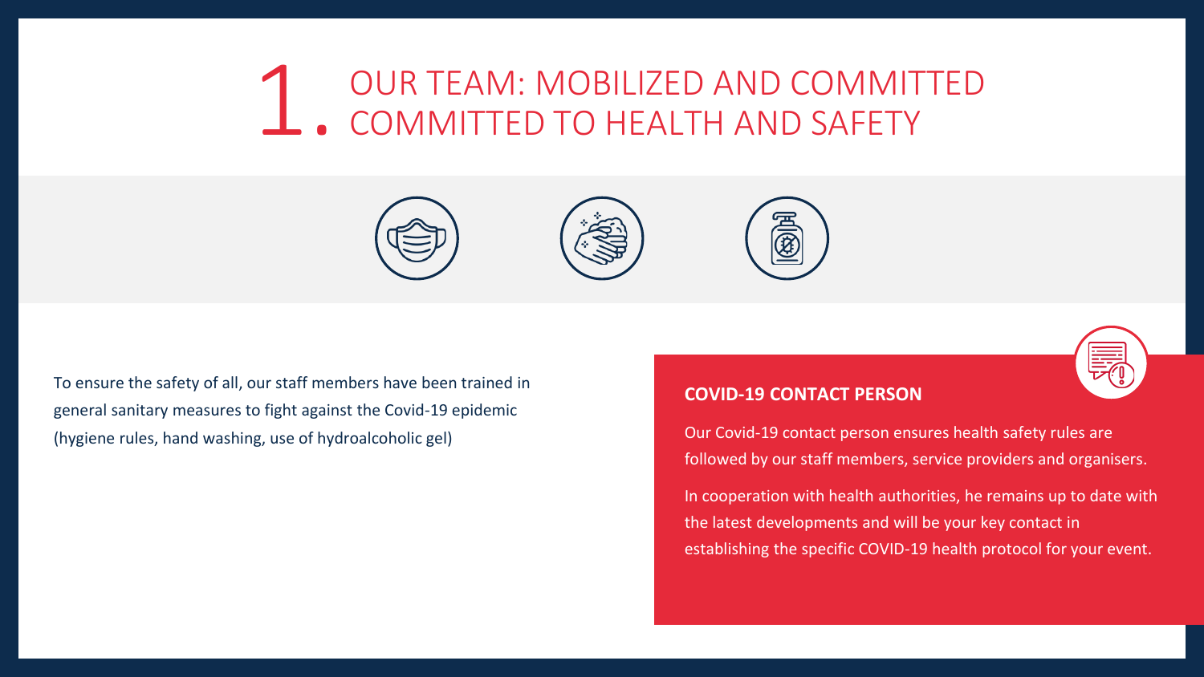# 1. OUR TEAM: MOBILIZED AND COMMITTED COMMITTED TO HEALTH AND SAFETY

To ensure the safety of all, our staff members have been trained in general sanitary measures to fight against the Covid-19 epidemic (hygiene rules, hand washing, use of hydroalcoholic gel)

**COVID-19 CONTACT PERSON**

Our Covid-19 contact person ensures health safety rules are followed by our staff members, service providers and organisers.

In cooperation with health authorities, he remains up to date with the latest developments and will be your key contact in establishing the specific COVID-19 health protocol for your event.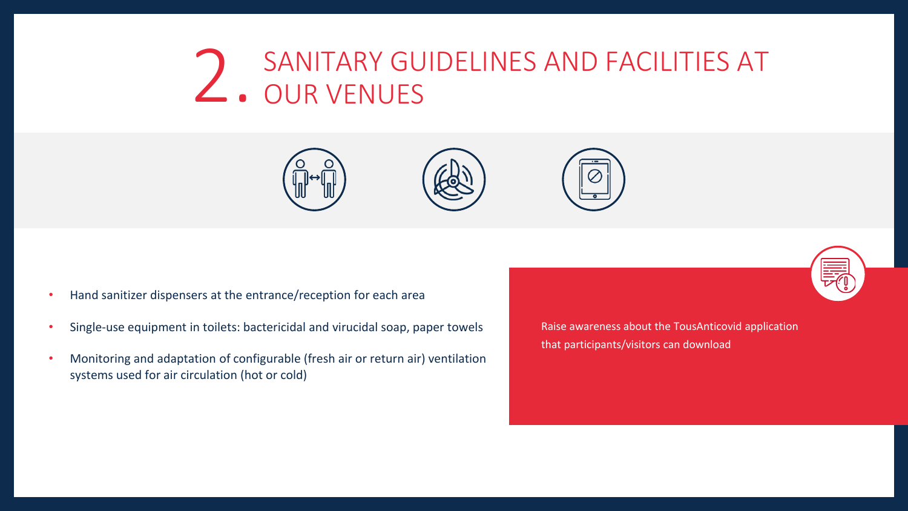# 2. SANITARY GUIDELINES AND FACILITIES AT OUR VENUES

- Hand sanitizer dispensers at the entrance/reception for each area
- Single-use equipment in toilets: bactericidal and virucidal soap, paper towels
- Monitoring and adaptation of configurable (fresh air or return air) ventilation systems used for air circulation (hot or cold)

Raise awareness about the TousAnticovid application that participants/visitors can download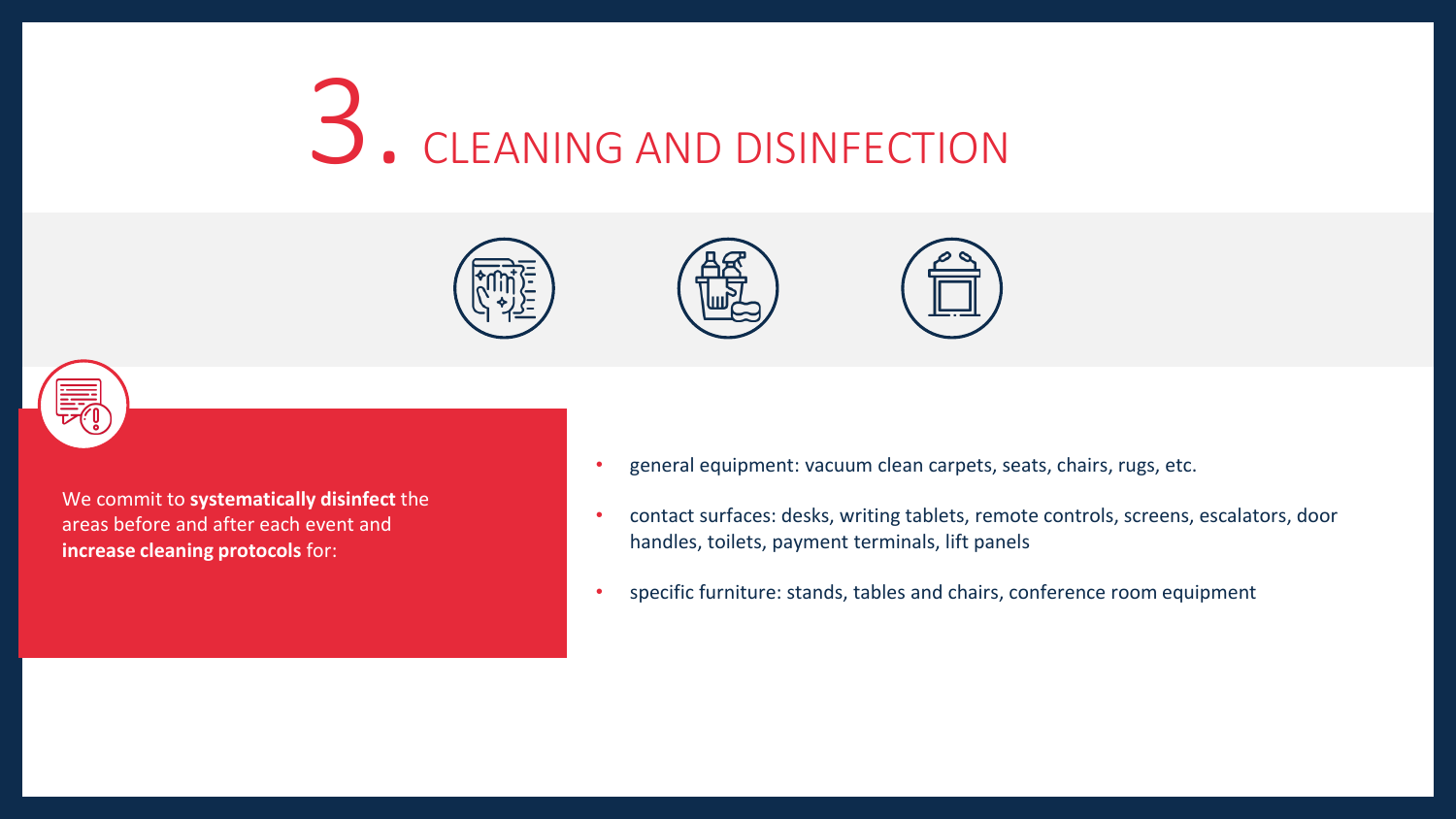# 3. CLEANING AND DISINFECTION

We commit to **systematically disinfect** the areas before and after each event and **increase cleaning protocols** for:

- general equipment: vacuum clean carpets, seats, chairs, rugs, etc.
- contact surfaces: desks, writing tablets, remote controls, screens, escalators, door handles, toilets, payment terminals, lift panels
- specific furniture: stands, tables and chairs, conference room equipment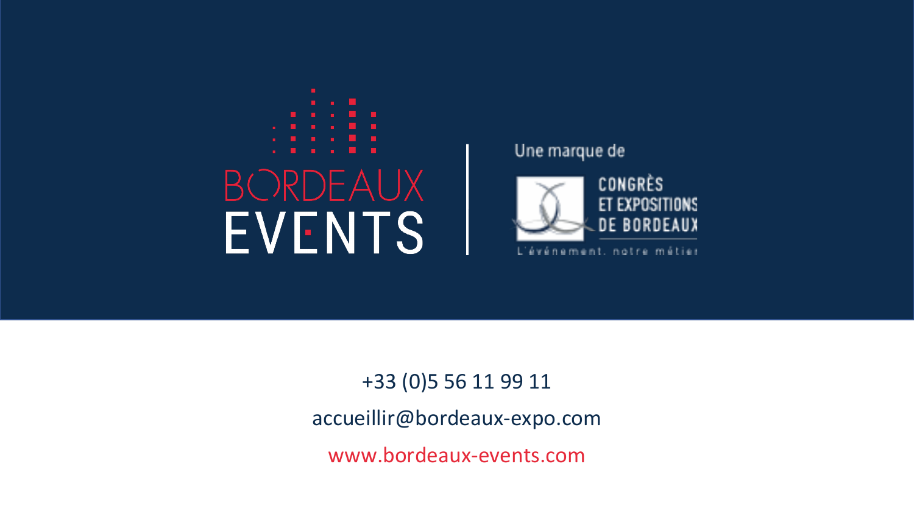BORDEAUX EVENTS

Une marque de

CONGRÈS ET EXPOSITIONS DE BORDEAUX

L'événement, notre métier

+33 (0)5 56 11 99 11

accueillir@bordeaux-expo.com

www.bordeaux-events.com